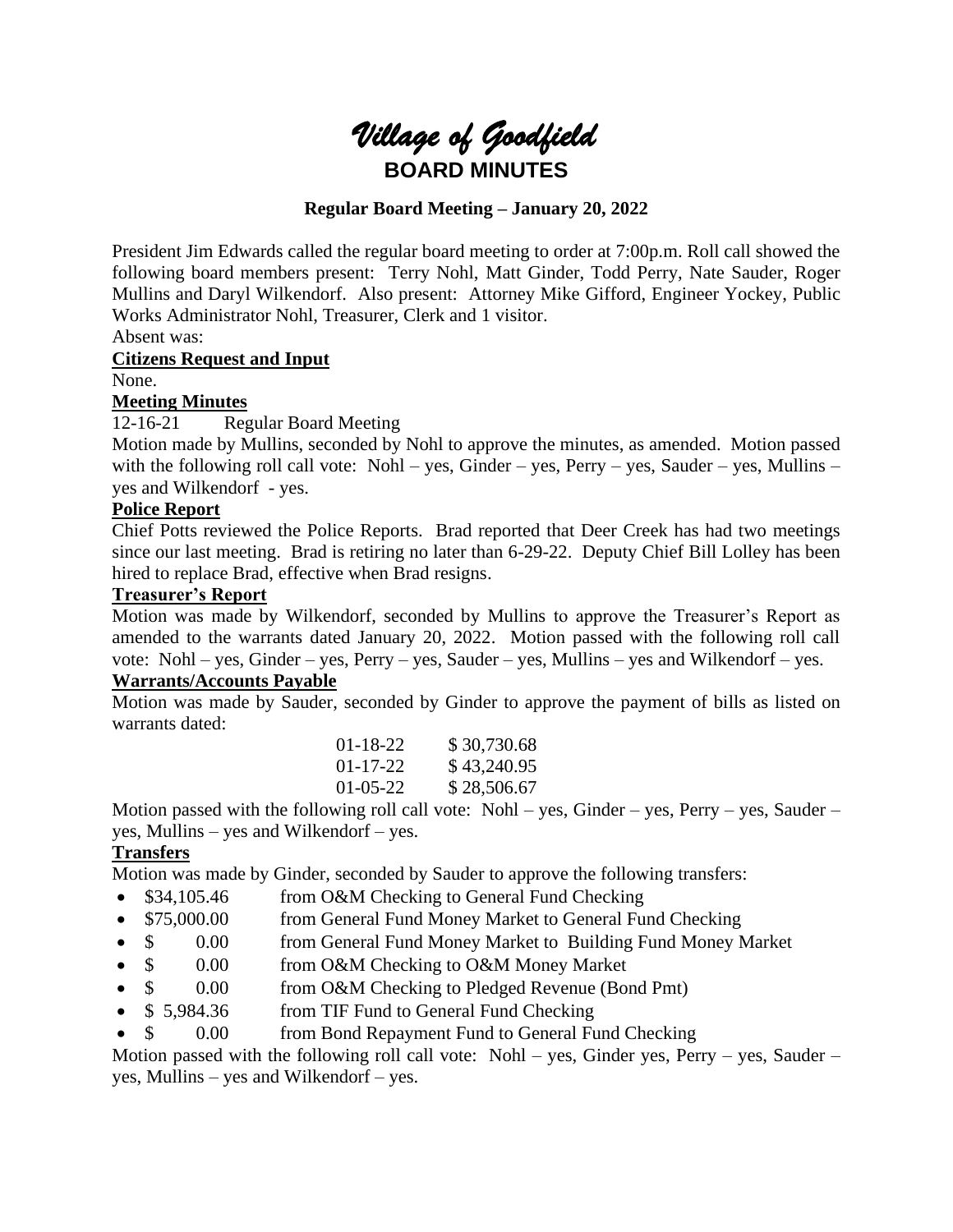# *Village of Goodfield*

## BOARD MINUTES

**Regular Board Meeting – January 20, 2022**

President Jim Edwards called the regular board meeting to order at 7:00p.m. Roll call showed the following board members present: Terry Nohl, Matt Ginder, Todd Perry, Nate Sauder, Roger Mullins and Daryl Wilkendorf. Also present: Attorney Mike Gifford, Engineer Yockey, Public Works Administrator Nohl, Treasurer, Clerk and 1 visitor.

Absent was:

**Citizens Request and Input**

None.

**Meeting Minutes**

12-16-21 Regular Board Meeting

Motion made by Mullins, seconded by Nohl to approve the minutes, as amended. Motion passed with the following roll call vote: Nohl – yes, Ginder – yes, Perry – yes, Sauder – yes, Mullins – yes and Wilkendorf - yes.

**Police Report**

Chief Potts reviewed the Police Reports. Brad reported that Deer Creek has had two meetings since our last meeting. Brad is retiring no later than 6-29-22. Deputy Chief Bill Lolley has been hired to replace Brad, effective when Brad resigns.

**Treasurer's Report**

Motion was made by Wilkendorf, seconded by Mullins to approve the Treasurer's Report as amended to the warrants dated January 20, 2022. Motion passed with the following roll call vote: Nohl – yes, Ginder – yes, Perry – yes, Sauder – yes, Mullins – yes and Wilkendorf – yes.

**Warrants/Accounts Payable**

Motion was made by Sauder, seconded by Ginder to approve the payment of bills as listed on warrants dated:

| | |
|---|---|
| 01-18-22 | $ 30,730.68 |
| 01-17-22 | $ 43,240.95 |
| 01-05-22 | $ 28,506.67 |

Motion passed with the following roll call vote: Nohl – yes, Ginder – yes, Perry – yes, Sauder – yes, Mullins – yes and Wilkendorf – yes.

**Transfers**

Motion was made by Ginder, seconded by Sauder to approve the following transfers:

- $34,105.46 from O&M Checking to General Fund Checking
- $75,000.00 from General Fund Money Market to General Fund Checking
- $ 0.00 from General Fund Money Market to Building Fund Money Market
- $ 0.00 from O&M Checking to O&M Money Market
- $ 0.00 from O&M Checking to Pledged Revenue (Bond Pmt)
- $ 5,984.36 from TIF Fund to General Fund Checking
- $ 0.00 from Bond Repayment Fund to General Fund Checking

Motion passed with the following roll call vote: Nohl – yes, Ginder yes, Perry – yes, Sauder – yes, Mullins – yes and Wilkendorf – yes.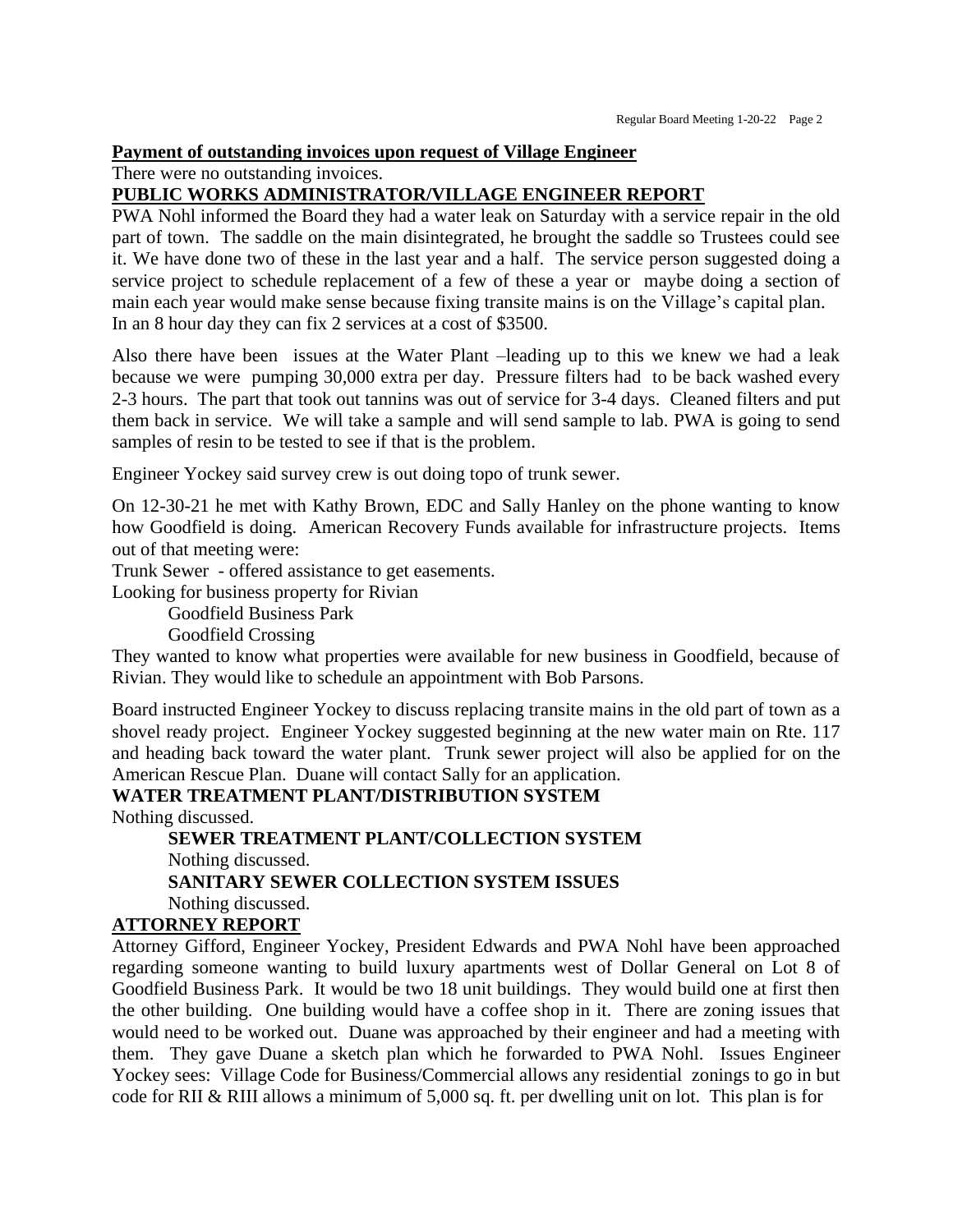**Payment of outstanding invoices upon request of Village Engineer**

There were no outstanding invoices.

**PUBLIC WORKS ADMINISTRATOR/VILLAGE ENGINEER REPORT**

PWA Nohl informed the Board they had a water leak on Saturday with a service repair in the old part of town. The saddle on the main disintegrated, he brought the saddle so Trustees could see it. We have done two of these in the last year and a half. The service person suggested doing a service project to schedule replacement of a few of these a year or maybe doing a section of main each year would make sense because fixing transite mains is on the Village's capital plan. In an 8 hour day they can fix 2 services at a cost of $3500.

Also there have been issues at the Water Plant –leading up to this we knew we had a leak because we were pumping 30,000 extra per day. Pressure filters had to be back washed every 2-3 hours. The part that took out tannins was out of service for 3-4 days. Cleaned filters and put them back in service. We will take a sample and will send sample to lab. PWA is going to send samples of resin to be tested to see if that is the problem.

Engineer Yockey said survey crew is out doing topo of trunk sewer.

On 12-30-21 he met with Kathy Brown, EDC and Sally Hanley on the phone wanting to know how Goodfield is doing. American Recovery Funds available for infrastructure projects. Items out of that meeting were:

Trunk Sewer - offered assistance to get easements.

Looking for business property for Rivian

Goodfield Business Park

Goodfield Crossing

They wanted to know what properties were available for new business in Goodfield, because of Rivian. They would like to schedule an appointment with Bob Parsons.

Board instructed Engineer Yockey to discuss replacing transite mains in the old part of town as a shovel ready project. Engineer Yockey suggested beginning at the new water main on Rte. 117 and heading back toward the water plant. Trunk sewer project will also be applied for on the American Rescue Plan. Duane will contact Sally for an application.

**WATER TREATMENT PLANT/DISTRIBUTION SYSTEM**

Nothing discussed.

**SEWER TREATMENT PLANT/COLLECTION SYSTEM**

Nothing discussed.

**SANITARY SEWER COLLECTION SYSTEM ISSUES**

Nothing discussed.

**ATTORNEY REPORT**

Attorney Gifford, Engineer Yockey, President Edwards and PWA Nohl have been approached regarding someone wanting to build luxury apartments west of Dollar General on Lot 8 of Goodfield Business Park. It would be two 18 unit buildings. They would build one at first then the other building. One building would have a coffee shop in it. There are zoning issues that would need to be worked out. Duane was approached by their engineer and had a meeting with them. They gave Duane a sketch plan which he forwarded to PWA Nohl. Issues Engineer Yockey sees: Village Code for Business/Commercial allows any residential zonings to go in but code for RII & RIII allows a minimum of 5,000 sq. ft. per dwelling unit on lot. This plan is for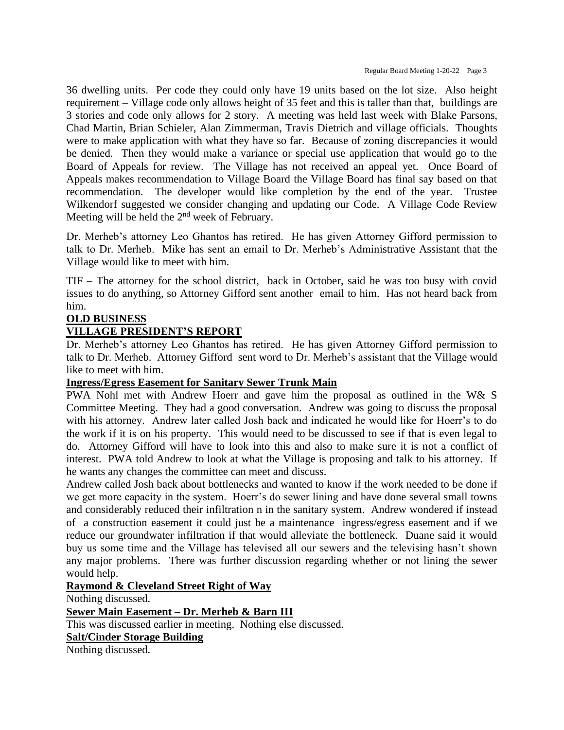36 dwelling units. Per code they could only have 19 units based on the lot size. Also height requirement – Village code only allows height of 35 feet and this is taller than that, buildings are 3 stories and code only allows for 2 story. A meeting was held last week with Blake Parsons, Chad Martin, Brian Schieler, Alan Zimmerman, Travis Dietrich and village officials. Thoughts were to make application with what they have so far. Because of zoning discrepancies it would be denied. Then they would make a variance or special use application that would go to the Board of Appeals for review. The Village has not received an appeal yet. Once Board of Appeals makes recommendation to Village Board the Village Board has final say based on that recommendation. The developer would like completion by the end of the year. Trustee Wilkendorf suggested we consider changing and updating our Code. A Village Code Review Meeting will be held the 2nd week of February.

Dr. Merheb's attorney Leo Ghantos has retired. He has given Attorney Gifford permission to talk to Dr. Merheb. Mike has sent an email to Dr. Merheb's Administrative Assistant that the Village would like to meet with him.

TIF – The attorney for the school district, back in October, said he was too busy with covid issues to do anything, so Attorney Gifford sent another email to him. Has not heard back from him.

**OLD BUSINESS**

**VILLAGE PRESIDENT'S REPORT**

Dr. Merheb's attorney Leo Ghantos has retired. He has given Attorney Gifford permission to talk to Dr. Merheb. Attorney Gifford sent word to Dr. Merheb's assistant that the Village would like to meet with him.

**Ingress/Egress Easement for Sanitary Sewer Trunk Main**

PWA Nohl met with Andrew Hoerr and gave him the proposal as outlined in the W& S Committee Meeting. They had a good conversation. Andrew was going to discuss the proposal with his attorney. Andrew later called Josh back and indicated he would like for Hoerr's to do the work if it is on his property. This would need to be discussed to see if that is even legal to do. Attorney Gifford will have to look into this and also to make sure it is not a conflict of interest. PWA told Andrew to look at what the Village is proposing and talk to his attorney. If he wants any changes the committee can meet and discuss.

Andrew called Josh back about bottlenecks and wanted to know if the work needed to be done if we get more capacity in the system. Hoerr's do sewer lining and have done several small towns and considerably reduced their infiltration n in the sanitary system. Andrew wondered if instead of a construction easement it could just be a maintenance ingress/egress easement and if we reduce our groundwater infiltration if that would alleviate the bottleneck. Duane said it would buy us some time and the Village has televised all our sewers and the televising hasn't shown any major problems. There was further discussion regarding whether or not lining the sewer would help.

**Raymond & Cleveland Street Right of Way**

Nothing discussed.

**Sewer Main Easement – Dr. Merheb & Barn III**

This was discussed earlier in meeting. Nothing else discussed.

**Salt/Cinder Storage Building**

Nothing discussed.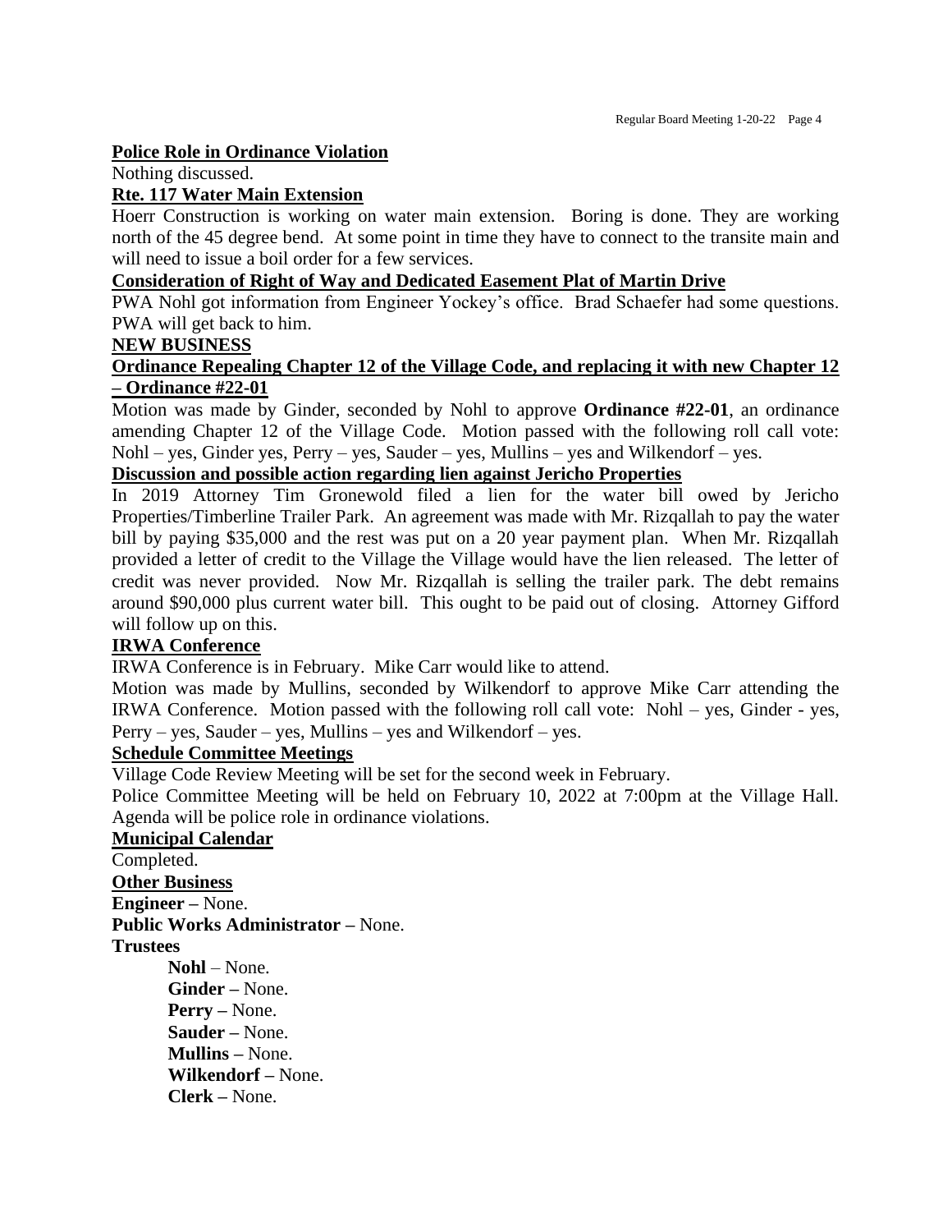**Police Role in Ordinance Violation**

Nothing discussed.

**Rte. 117 Water Main Extension**

Hoerr Construction is working on water main extension. Boring is done. They are working north of the 45 degree bend. At some point in time they have to connect to the transite main and will need to issue a boil order for a few services.

**Consideration of Right of Way and Dedicated Easement Plat of Martin Drive**

PWA Nohl got information from Engineer Yockey's office. Brad Schaefer had some questions. PWA will get back to him.

**NEW BUSINESS**

**Ordinance Repealing Chapter 12 of the Village Code, and replacing it with new Chapter 12 – Ordinance #22-01**

Motion was made by Ginder, seconded by Nohl to approve **Ordinance #22-01**, an ordinance amending Chapter 12 of the Village Code. Motion passed with the following roll call vote: Nohl – yes, Ginder yes, Perry – yes, Sauder – yes, Mullins – yes and Wilkendorf – yes.

**Discussion and possible action regarding lien against Jericho Properties**

In 2019 Attorney Tim Gronewold filed a lien for the water bill owed by Jericho Properties/Timberline Trailer Park. An agreement was made with Mr. Rizqallah to pay the water bill by paying $35,000 and the rest was put on a 20 year payment plan. When Mr. Rizqallah provided a letter of credit to the Village the Village would have the lien released. The letter of credit was never provided. Now Mr. Rizqallah is selling the trailer park. The debt remains around $90,000 plus current water bill. This ought to be paid out of closing. Attorney Gifford will follow up on this.

**IRWA Conference**

IRWA Conference is in February. Mike Carr would like to attend.

Motion was made by Mullins, seconded by Wilkendorf to approve Mike Carr attending the IRWA Conference. Motion passed with the following roll call vote: Nohl – yes, Ginder - yes, Perry – yes, Sauder – yes, Mullins – yes and Wilkendorf – yes.

**Schedule Committee Meetings**

Village Code Review Meeting will be set for the second week in February.

Police Committee Meeting will be held on February 10, 2022 at 7:00pm at the Village Hall. Agenda will be police role in ordinance violations.

**Municipal Calendar**

Completed.

**Other Business**

**Engineer –** None.

**Public Works Administrator –** None.

**Trustees**

- **Nohl** – None.
- **Ginder –** None.
- **Perry –** None.
- **Sauder –** None.
- **Mullins –** None.
- **Wilkendorf –** None.
- **Clerk –** None.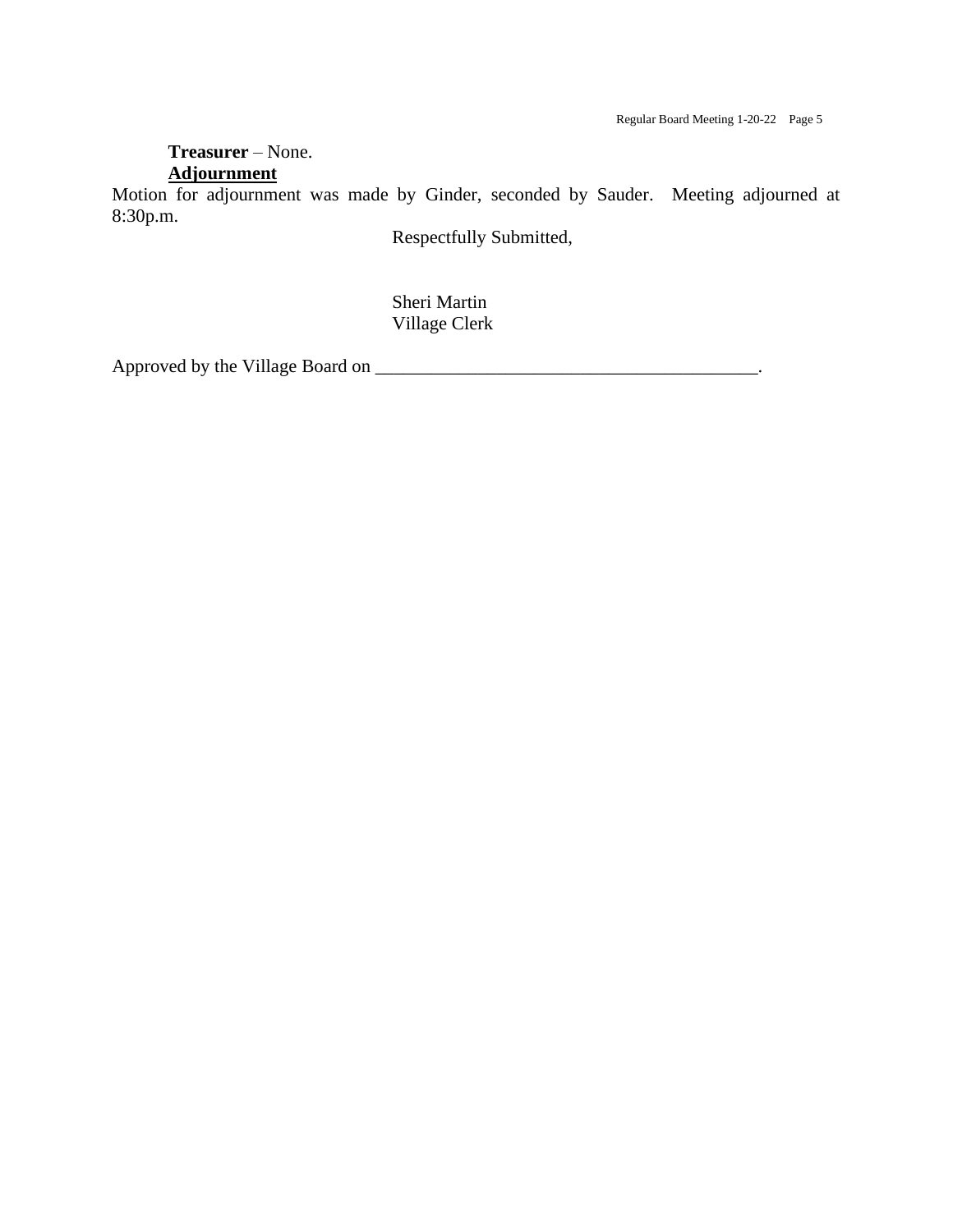**Treasurer** – None.

**Adjournment**

Motion for adjournment was made by Ginder, seconded by Sauder. Meeting adjourned at 8:30p.m.

Respectfully Submitted,

Sheri Martin
Village Clerk

Approved by the Village Board on \_\_\_\_\_\_\_\_\_\_\_\_\_\_\_\_\_\_\_\_\_\_\_\_\_\_\_\_\_\_\_\_\_\_\_\_\_\_\_\_\_.